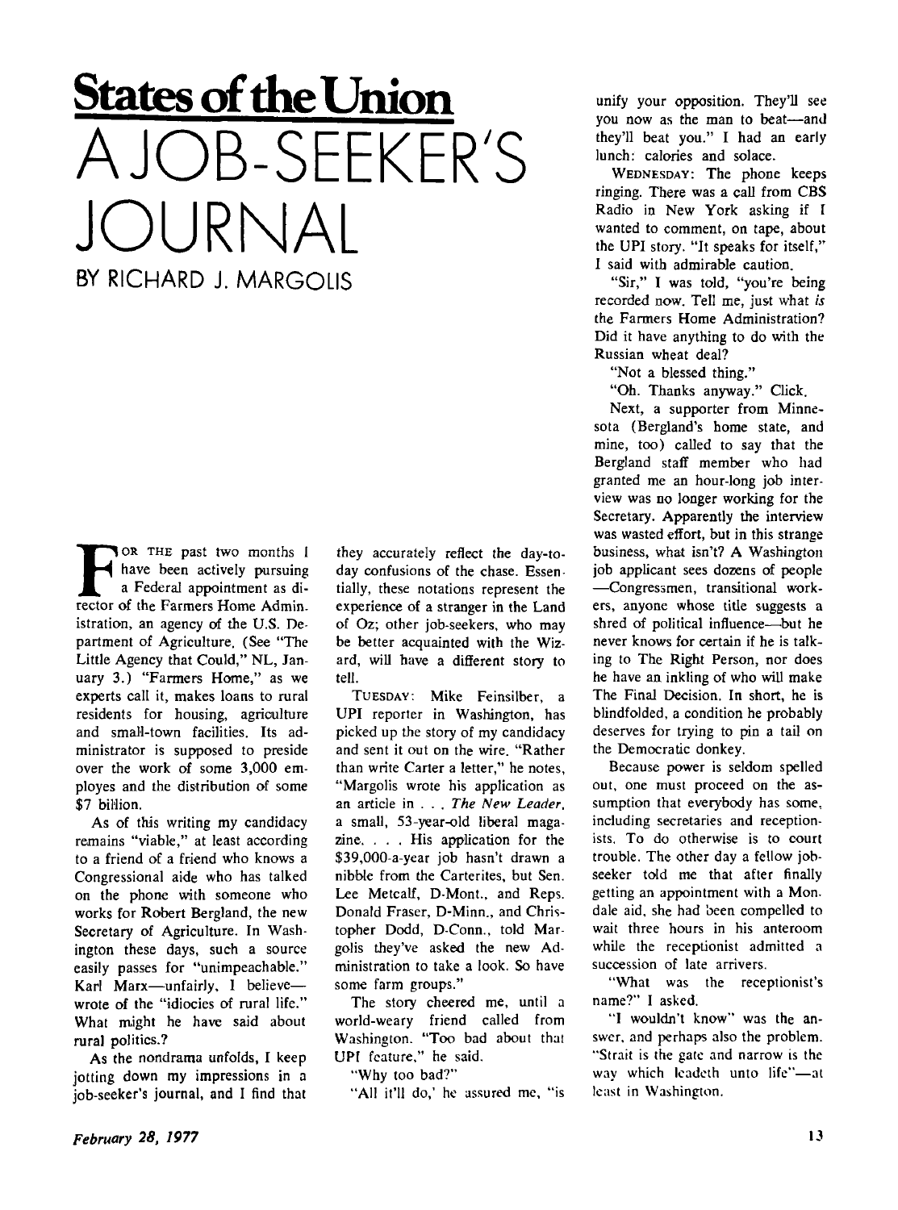# States of the Union

# A JOB-SEEKER'S JOURNAL

## BY RICHARD J. MARGOLIS

FOR THE past two months I have been actively pursuing a Federal appointment as director of the Farmers Home Administration, an agency of the U.S. Department of Agriculture. (See "The Little Agency that Could," NL, January 3.) "Farmers Home," as we experts call it, makes loans to rural residents for housing, agriculture and small-town facilities. Its administrator is supposed to preside over the work of some 3,000 employes and the distribution of some $7 billion.

As of this writing my candidacy remains "viable," at least according to a friend of a friend who knows a Congressional aide who has talked on the phone with someone who works for Robert Bergland, the new Secretary of Agriculture. In Washington these days, such a source easily passes for "unimpeachable." Karl Marx—unfairly, I believe—wrote of the "idiocies of rural life." What might he have said about rural politics.?

As the nondrama unfolds, I keep jotting down my impressions in a job-seeker's journal, and I find that they accurately reflect the day-to-day confusions of the chase. Essentially, these notations represent the experience of a stranger in the Land of Oz; other job-seekers, who may be better acquainted with the Wizard, will have a different story to tell.

TUESDAY: Mike Feinsilber, a UPI reporter in Washington, has picked up the story of my candidacy and sent it out on the wire. "Rather than write Carter a letter," he notes, "Margolis wrote his application as an article in . . . *The New Leader*, a small, 53-year-old liberal magazine. . . . His application for the $39,000-a-year job hasn't drawn a nibble from the Carterites, but Sen. Lee Metcalf, D-Mont., and Reps. Donald Fraser, D-Minn., and Christopher Dodd, D-Conn., told Margolis they've asked the new Administration to take a look. So have some farm groups."

The story cheered me, until a world-weary friend called from Washington. "Too bad about that UPI feature," he said.

"Why too bad?"

"All it'll do,' he assured me, "is unify your opposition. They'll see you now as the man to beat—and they'll beat you." I had an early lunch: calories and solace.

WEDNESDAY: The phone keeps ringing. There was a call from CBS Radio in New York asking if I wanted to comment, on tape, about the UPI story. "It speaks for itself," I said with admirable caution.

"Sir," I was told, "you're being recorded now. Tell me, just what *is* the Farmers Home Administration? Did it have anything to do with the Russian wheat deal?

"Not a blessed thing."

"Oh. Thanks anyway." Click.

Next, a supporter from Minnesota (Bergland's home state, and mine, too) called to say that the Bergland staff member who had granted me an hour-long job interview was no longer working for the Secretary. Apparently the interview was wasted effort, but in this strange business, what isn't? A Washington job applicant sees dozens of people —Congressmen, transitional workers, anyone whose title suggests a shred of political influence—but he never knows for certain if he is talking to The Right Person, nor does he have an inkling of who will make The Final Decision. In short, he is blindfolded, a condition he probably deserves for trying to pin a tail on the Democratic donkey.

Because power is seldom spelled out, one must proceed on the assumption that everybody has some, including secretaries and receptionists. To do otherwise is to court trouble. The other day a fellow job-seeker told me that after finally getting an appointment with a Mondale aid, she had been compelled to wait three hours in his anteroom while the receptionist admitted a succession of late arrivers.

"What was the receptionist's name?" I asked.

"I wouldn't know" was the answer, and perhaps also the problem. "Strait is the gate and narrow is the way which leadeth unto life"—at least in Washington.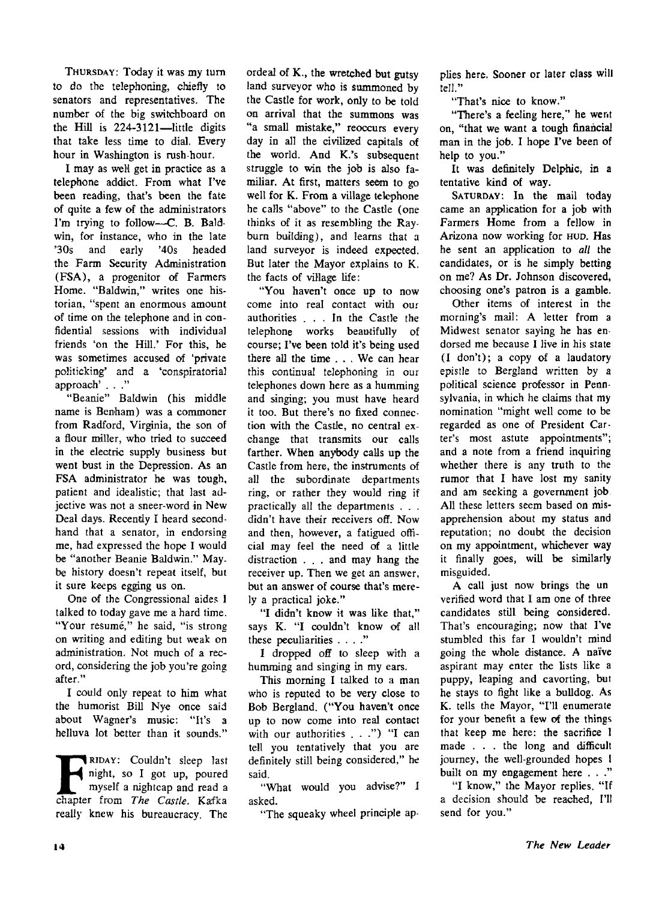**THURSDAY**: Today it was my turn to do the telephoning, chiefly to senators and representatives. The number of the big switchboard on the Hill is 224-3121—little digits that take less time to dial. Every hour in Washington is rush-hour.

I may as well get in practice as a telephone addict. From what I've been reading, that's been the fate of quite a few of the administrators I'm trying to follow—C. B. Baldwin, for instance, who in the late '30s and early '40s headed the Farm Security Administration (FSA), a progenitor of Farmers Home. "Baldwin," writes one historian, "spent an enormous amount of time on the telephone and in confidential sessions with individual friends 'on the Hill.' For this, he was sometimes accused of 'private politicking' and a 'conspiratorial approach' . . ."

"Beanie" Baldwin (his middle name is Benham) was a commoner from Radford, Virginia, the son of a flour miller, who tried to succeed in the electric supply business but went bust in the Depression. As an FSA administrator he was tough, patient and idealistic; that last adjective was not a sneer-word in New Deal days. Recently I heard secondhand that a senator, in endorsing me, had expressed the hope I would be "another Beanie Baldwin." Maybe history doesn't repeat itself, but it sure keeps egging us on.

One of the Congressional aides I talked to today gave me a hard time. "Your resumé," he said, "is strong on writing and editing but weak on administration. Not much of a record, considering the job you're going after."

I could only repeat to him what the humorist Bill Nye once said about Wagner's music: "It's a helluva lot better than it sounds."

**FRIDAY**: Couldn't sleep last night, so I got up, poured myself a nightcap and read a chapter from *The Castle*. Kafka really knew his bureaucracy. The ordeal of K., the wretched but gutsy land surveyor who is summoned by the Castle for work, only to be told on arrival that the summons was "a small mistake," reoccurs every day in all the civilized capitals of the world. And K.'s subsequent struggle to win the job is also familiar. At first, matters seem to go well for K. From a village telephone he calls "above" to the Castle (one thinks of it as resembling the Rayburn building), and learns that a land surveyor is indeed expected. But later the Mayor explains to K. the facts of village life:

"You haven't once up to now come into real contact with our authorities . . . In the Castle the telephone works beautifully of course; I've been told it's being used there all the time . . . We can hear this continual telephoning in our telephones down here as a humming and singing; you must have heard it too. But there's no fixed connection with the Castle, no central exchange that transmits our calls farther. When anybody calls up the Castle from here, the instruments of all the subordinate departments ring, or rather they would ring if practically all the departments . . . didn't have their receivers off. Now and then, however, a fatigued official may feel the need of a little distraction . . . and may hang the receiver up. Then we get an answer, but an answer of course that's merely a practical joke."

"I didn't know it was like that," says K. "I couldn't know of all these peculiarities . . . ."

I dropped off to sleep with a humming and singing in my ears.

This morning I talked to a man who is reputed to be very close to Bob Bergland. ("You haven't once up to now come into real contact with our authorities . . .") "I can tell you tentatively that you are definitely still being considered," he said.

"What would you advise?" I asked.

"The squeaky wheel principle applies here. Sooner or later class will tell."

"That's nice to know."

"There's a feeling here," he went on, "that we want a tough financial man in the job. I hope I've been of help to you."

It was definitely Delphic, in a tentative kind of way.

**SATURDAY**: In the mail today came an application for a job with Farmers Home from a fellow in Arizona now working for HUD. Has he sent an application to *all* the candidates, or is he simply betting on me? As Dr. Johnson discovered, choosing one's patron is a gamble.

Other items of interest in the morning's mail: A letter from a Midwest senator saying he has endorsed me because I live in his state (I don't); a copy of a laudatory epistle to Bergland written by a political science professor in Pennsylvania, in which he claims that my nomination "might well come to be regarded as one of President Carter's most astute appointments"; and a note from a friend inquiring whether there is any truth to the rumor that I have lost my sanity and am seeking a government job. All these letters seem based on misapprehension about my status and reputation; no doubt the decision on my appointment, whichever way it finally goes, will be similarly misguided.

A call just now brings the unverified word that I am one of three candidates still being considered. That's encouraging; now that I've stumbled this far I wouldn't mind going the whole distance. A naïve aspirant may enter the lists like a puppy, leaping and cavorting, but he stays to fight like a bulldog. As K. tells the Mayor, "I'll enumerate for your benefit a few of the things that keep me here: the sacrifice I made . . . the long and difficult journey, the well-grounded hopes I built on my engagement here . . ."

"I know," the Mayor replies. "If a decision should be reached, I'll send for you."